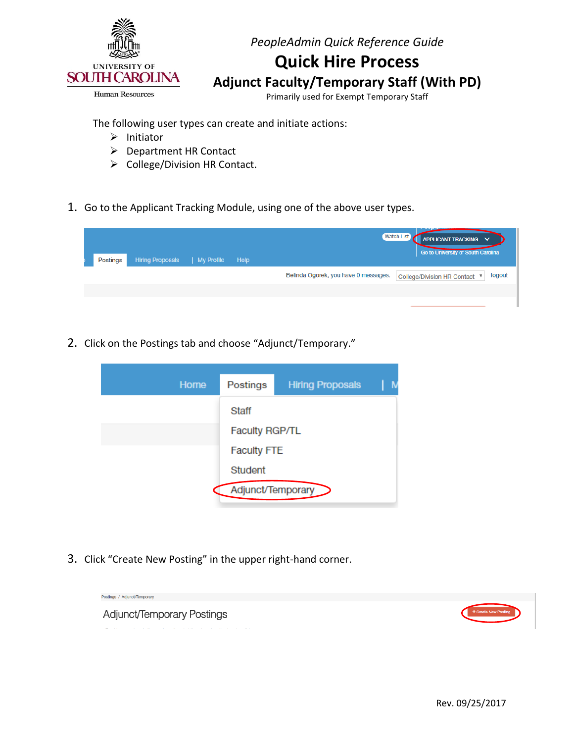*PeopleAdmin Quick Reference Guide*

# Quick Hire Process

## Adjunct Faculty/Temporary Staff (With PD)

Primarily used for Exempt Temporary Staff

The following user types can create and initiate actions:

- Initiator
- Department HR Contact
- College/Division HR Contact.

1. Go to the Applicant Tracking Module, using one of the above user types.

2. Click on the Postings tab and choose "Adjunct/Temporary."

3. Click "Create New Posting" in the upper right-hand corner.

Rev. 09/25/2017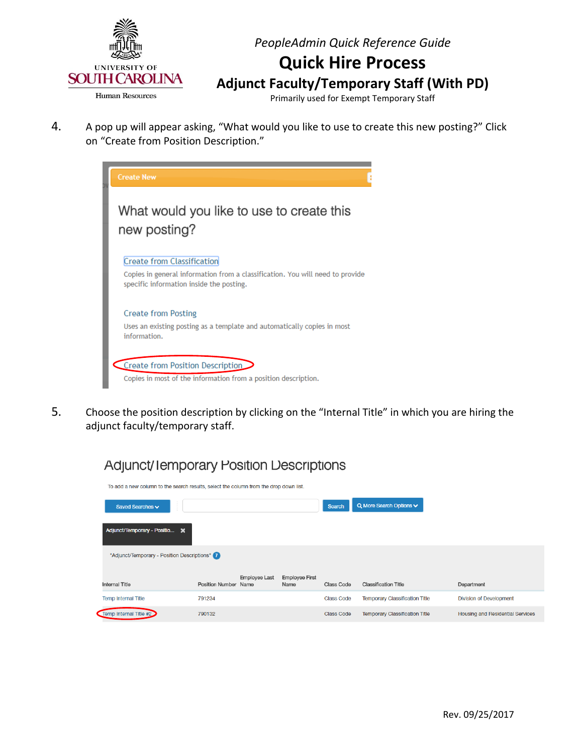4. A pop up will appear asking, "What would you like to use to create this new posting?" Click on "Create from Position Description."

Create New

What would you like to use to create this new posting?

Create from Classification
Copies in general information from a classification. You will need to provide specific information inside the posting.

Create from Posting
Uses an existing posting as a template and automatically copies in most information.

Create from Position Description
Copies in most of the information from a position description.

5. Choose the position description by clicking on the "Internal Title" in which you are hiring the adjunct faculty/temporary staff.

Adjunct/Temporary Position Descriptions

To add a new column to the search results, select the column from the drop down list.

Saved Searches | Search | More Search Options

Adjunct/Temporary - Positio...

"Adjunct/Temporary - Position Descriptions" 7

| Internal Title | Position Number | Employee Last Name | Employee First Name | Class Code | Classification Title | Department |
|---|---|---|---|---|---|---|
| Temp Internal Title | 791234 | | | Class Code | Temporary Classification Title | Division of Development |
| Temp Internal Title #2 | 790132 | | | Class Code | Temporary Classification Title | Housing and Residential Services |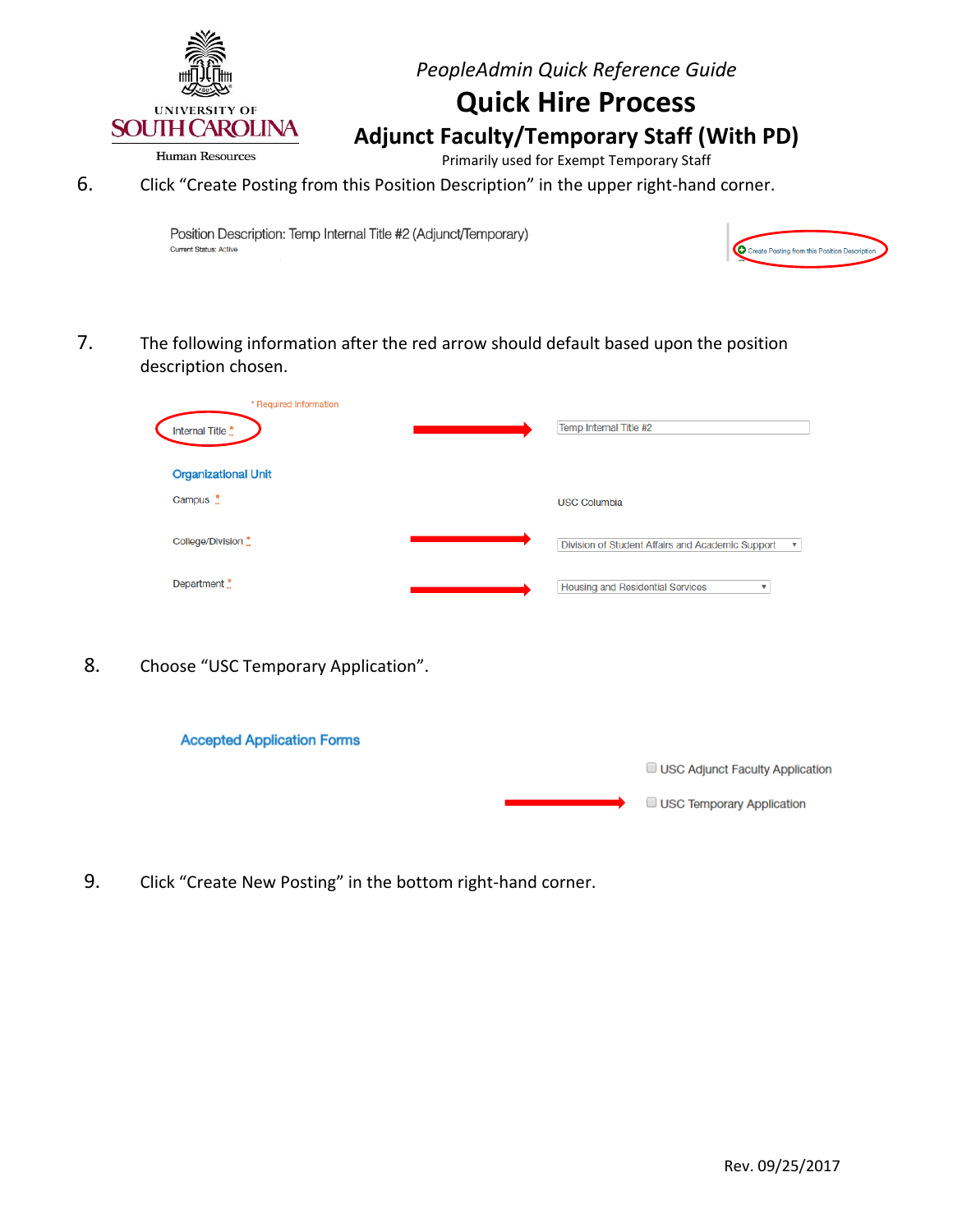PeopleAdmin Quick Reference Guide

# Quick Hire Process

## Adjunct Faculty/Temporary Staff (With PD)

Primarily used for Exempt Temporary Staff

6. Click "Create Posting from this Position Description" in the upper right-hand corner.

Position Description: Temp Internal Title #2 (Adjunct/Temporary)
Current Status: Active

Create Posting from this Position Description

7. The following information after the red arrow should default based upon the position description chosen.

\* Required Information

| Field | Value |
| --- | --- |
| Internal Title * | Temp Internal Title #2 |
| **Organizational Unit** | |
| Campus * | USC Columbia |
| College/Division * | Division of Student Affairs and Academic Support |
| Department * | Housing and Residential Services |

8. Choose "USC Temporary Application".

**Accepted Application Forms**

- ☐ USC Adjunct Faculty Application
- ☐ USC Temporary Application

9. Click "Create New Posting" in the bottom right-hand corner.

Rev. 09/25/2017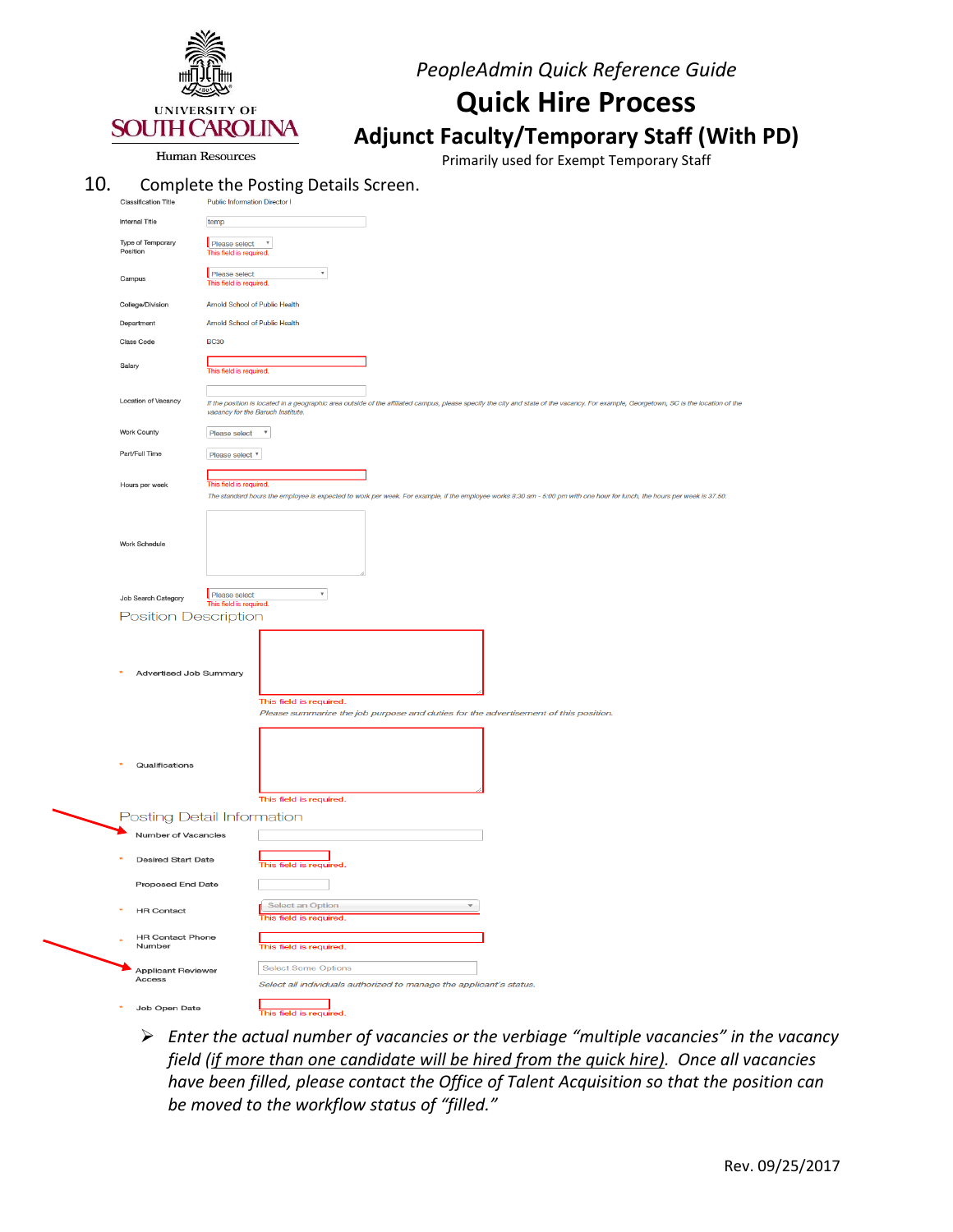PeopleAdmin Quick Reference Guide

# Quick Hire Process

## Adjunct Faculty/Temporary Staff (With PD)

Primarily used for Exempt Temporary Staff

10. Complete the Posting Details Screen.

| Field | Value |
|---|---|
| Classification Title | Public Information Director I |
| Internal Title | temp |
| Type of Temporary Position | Please select<br>This field is required. |
| Campus | Please select<br>This field is required. |
| College/Division | Arnold School of Public Health |
| Department | Arnold School of Public Health |
| Class Code | BC30 |
| Salary | This field is required. |
| Location of Vacancy | If the position is located in a geographic area outside of the affiliated campus, please specify the city and state of the vacancy. For example, Georgetown, SC is the location of the vacancy for the Baruch Institute. |
| Work County | Please select |
| Part/Full Time | Please select |
| Hours per week | This field is required.<br>The standard hours the employee is expected to work per week. For example, if the employee works 8:30 am - 5:00 pm with one hour for lunch, the hours per week is 37.50. |
| Work Schedule | |
| Job Search Category | Please select<br>This field is required. |

Position Description

| Field | Value |
|---|---|
| * Advertised Job Summary | This field is required.<br>Please summarize the job purpose and duties for the advertisement of this position. |
| * Qualifications | This field is required. |

Posting Detail Information

| Field | Value |
|---|---|
| Number of Vacancies | |
| * Desired Start Date | This field is required. |
| Proposed End Date | |
| * HR Contact | Select an Option<br>This field is required. |
| * HR Contact Phone Number | This field is required. |
| Applicant Reviewer Access | Select Some Options<br>Select all individuals authorized to manage the applicant's status. |
| * Job Open Date | This field is required. |

- *Enter the actual number of vacancies or the verbiage "multiple vacancies" in the vacancy field (if more than one candidate will be hired from the quick hire). Once all vacancies have been filled, please contact the Office of Talent Acquisition so that the position can be moved to the workflow status of "filled."*

Rev. 09/25/2017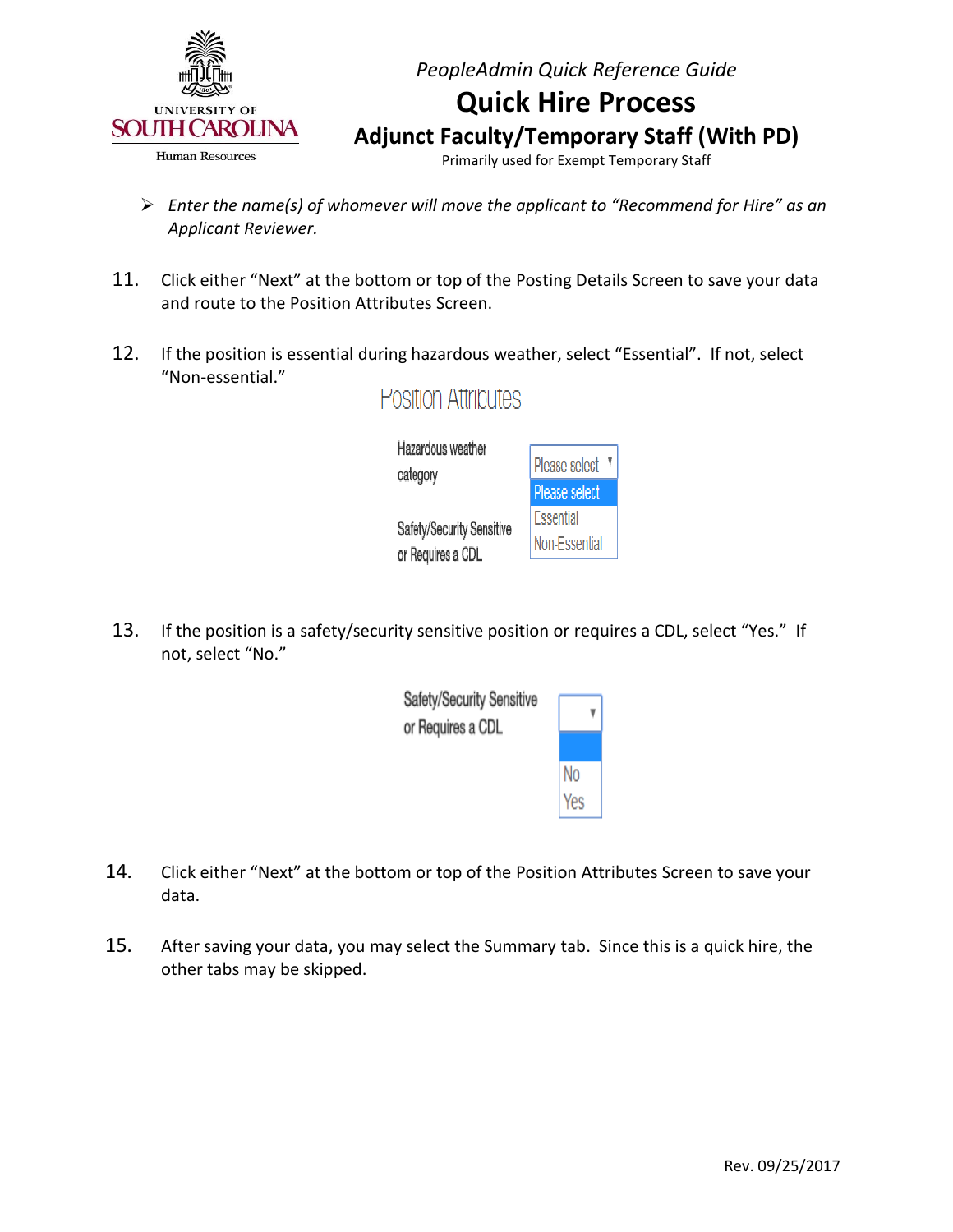- *Enter the name(s) of whomever will move the applicant to "Recommend for Hire" as an Applicant Reviewer.*

11. Click either "Next" at the bottom or top of the Posting Details Screen to save your data and route to the Position Attributes Screen.

12. If the position is essential during hazardous weather, select "Essential". If not, select "Non-essential."

13. If the position is a safety/security sensitive position or requires a CDL, select "Yes." If not, select "No."

14. Click either "Next" at the bottom or top of the Position Attributes Screen to save your data.

15. After saving your data, you may select the Summary tab. Since this is a quick hire, the other tabs may be skipped.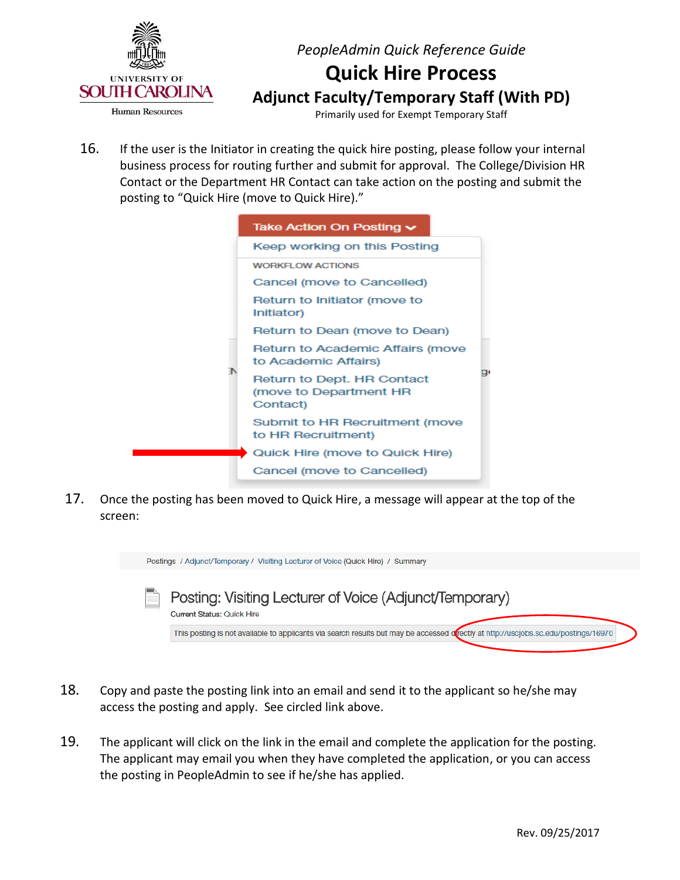PeopleAdmin Quick Reference Guide

# Quick Hire Process

## Adjunct Faculty/Temporary Staff (With PD)

Primarily used for Exempt Temporary Staff

16. If the user is the Initiator in creating the quick hire posting, please follow your internal business process for routing further and submit for approval. The College/Division HR Contact or the Department HR Contact can take action on the posting and submit the posting to "Quick Hire (move to Quick Hire)."

17. Once the posting has been moved to Quick Hire, a message will appear at the top of the screen:

18. Copy and paste the posting link into an email and send it to the applicant so he/she may access the posting and apply. See circled link above.

19. The applicant will click on the link in the email and complete the application for the posting. The applicant may email you when they have completed the application, or you can access the posting in PeopleAdmin to see if he/she has applied.

Rev. 09/25/2017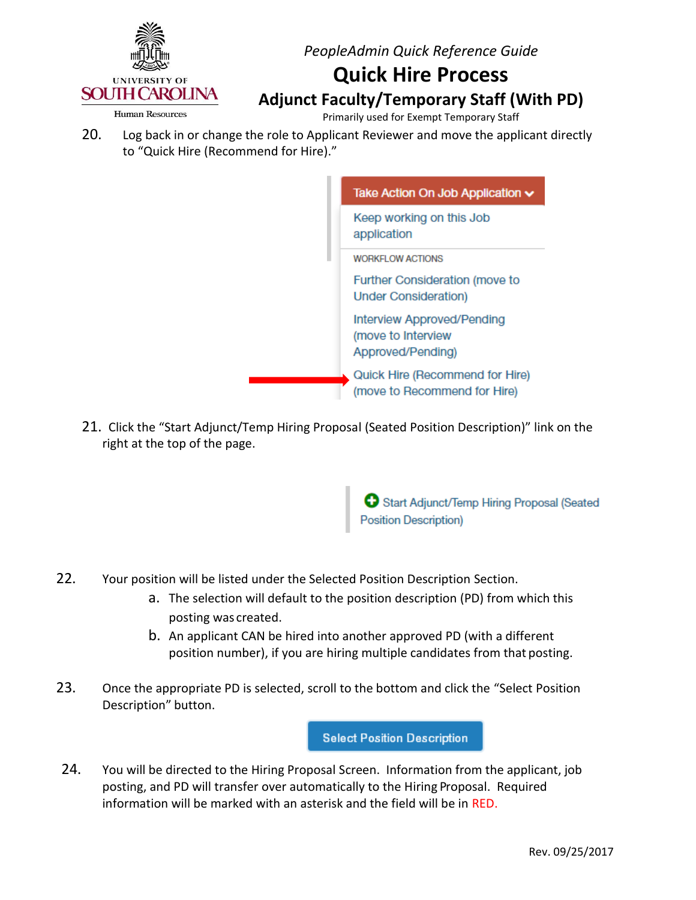*PeopleAdmin Quick Reference Guide*

# Quick Hire Process

## Adjunct Faculty/Temporary Staff (With PD)

Primarily used for Exempt Temporary Staff

20. Log back in or change the role to Applicant Reviewer and move the applicant directly to "Quick Hire (Recommend for Hire)."

Take Action On Job Application

Keep working on this Job application

WORKFLOW ACTIONS

Further Consideration (move to Under Consideration)

Interview Approved/Pending (move to Interview Approved/Pending)

Quick Hire (Recommend for Hire) (move to Recommend for Hire)

21. Click the "Start Adjunct/Temp Hiring Proposal (Seated Position Description)" link on the right at the top of the page.

Start Adjunct/Temp Hiring Proposal (Seated Position Description)

22. Your position will be listed under the Selected Position Description Section.
    a. The selection will default to the position description (PD) from which this posting was created.
    b. An applicant CAN be hired into another approved PD (with a different position number), if you are hiring multiple candidates from that posting.

23. Once the appropriate PD is selected, scroll to the bottom and click the "Select Position Description" button.

Select Position Description

24. You will be directed to the Hiring Proposal Screen. Information from the applicant, job posting, and PD will transfer over automatically to the Hiring Proposal. Required information will be marked with an asterisk and the field will be in RED.

Rev. 09/25/2017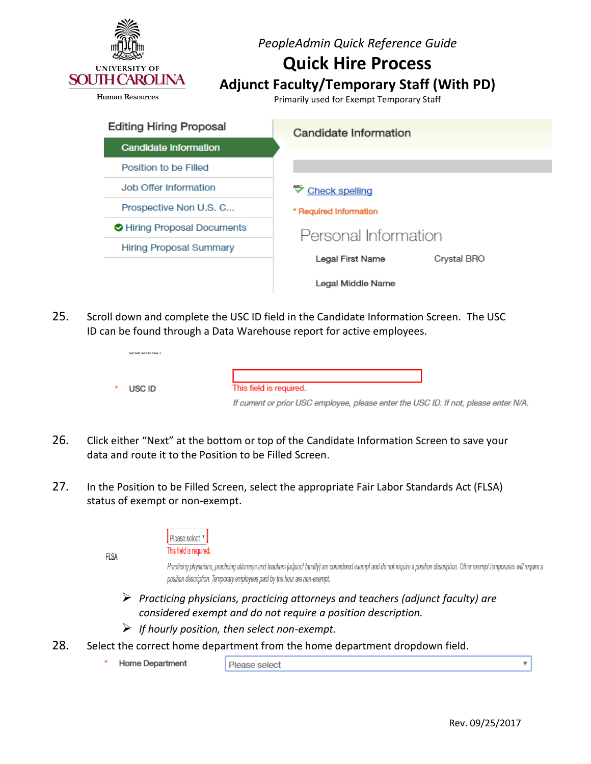PeopleAdmin Quick Reference Guide

# Quick Hire Process

## Adjunct Faculty/Temporary Staff (With PD)

Primarily used for Exempt Temporary Staff

Editing Hiring Proposal

- Candidate Information
- Position to be Filled
- Job Offer Information
- Prospective Non U.S. C...
- Hiring Proposal Documents
- Hiring Proposal Summary

Candidate Information

Check spelling

* Required Information

Personal Information

Legal First Name Crystal BRO

Legal Middle Name

25. Scroll down and complete the USC ID field in the Candidate Information Screen. The USC ID can be found through a Data Warehouse report for active employees.

* USC ID

This field is required.

*If current or prior USC employee, please enter the USC ID. If not, please enter N/A.*

26. Click either "Next" at the bottom or top of the Candidate Information Screen to save your data and route it to the Position to be Filled Screen.

27. In the Position to be Filled Screen, select the appropriate Fair Labor Standards Act (FLSA) status of exempt or non-exempt.

FLSA Please select

This field is required.

*Practicing physicians, practicing attorneys and teachers (adjunct faculty) are considered exempt and do not require a position description. Other exempt temporaries will require a position description. Temporary employees paid by the hour are non-exempt.*

- *Practicing physicians, practicing attorneys and teachers (adjunct faculty) are considered exempt and do not require a position description.*
- *If hourly position, then select non-exempt.*

28. Select the correct home department from the home department dropdown field.

* Home Department Please select

Rev. 09/25/2017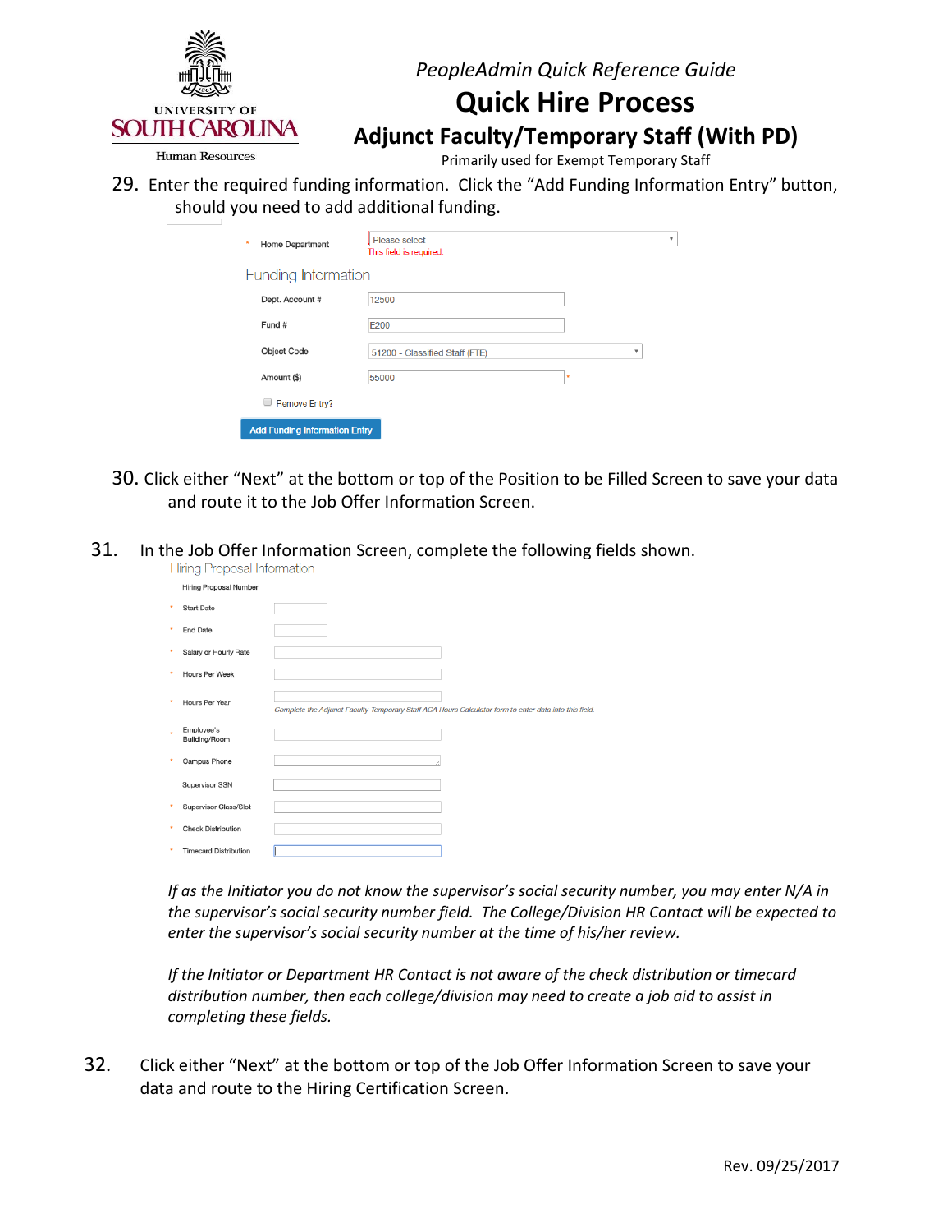29. Enter the required funding information. Click the "Add Funding Information Entry" button, should you need to add additional funding.

| | |
|---|---|
| * Home Department | Please select<br>This field is required. |

Funding Information

| | |
|---|---|
| Dept. Account # | 12500 |
| Fund # | E200 |
| Object Code | 51200 - Classified Staff (FTE) |
| Amount ($) | 55000 * |

Remove Entry?

Add Funding Information Entry

30. Click either "Next" at the bottom or top of the Position to be Filled Screen to save your data and route it to the Job Offer Information Screen.

31. In the Job Offer Information Screen, complete the following fields shown.

Hiring Proposal Information

- Hiring Proposal Number
- * Start Date
- * End Date
- * Salary or Hourly Rate
- * Hours Per Week
- * Hours Per Year — *Complete the Adjunct Faculty-Temporary Staff ACA Hours Calculator form to enter data into this field.*
- * Employee's Building/Room
- * Campus Phone
- Supervisor SSN
- * Supervisor Class/Slot
- * Check Distribution
- * Timecard Distribution

*If as the Initiator you do not know the supervisor's social security number, you may enter N/A in the supervisor's social security number field. The College/Division HR Contact will be expected to enter the supervisor's social security number at the time of his/her review.*

*If the Initiator or Department HR Contact is not aware of the check distribution or timecard distribution number, then each college/division may need to create a job aid to assist in completing these fields.*

32. Click either "Next" at the bottom or top of the Job Offer Information Screen to save your data and route to the Hiring Certification Screen.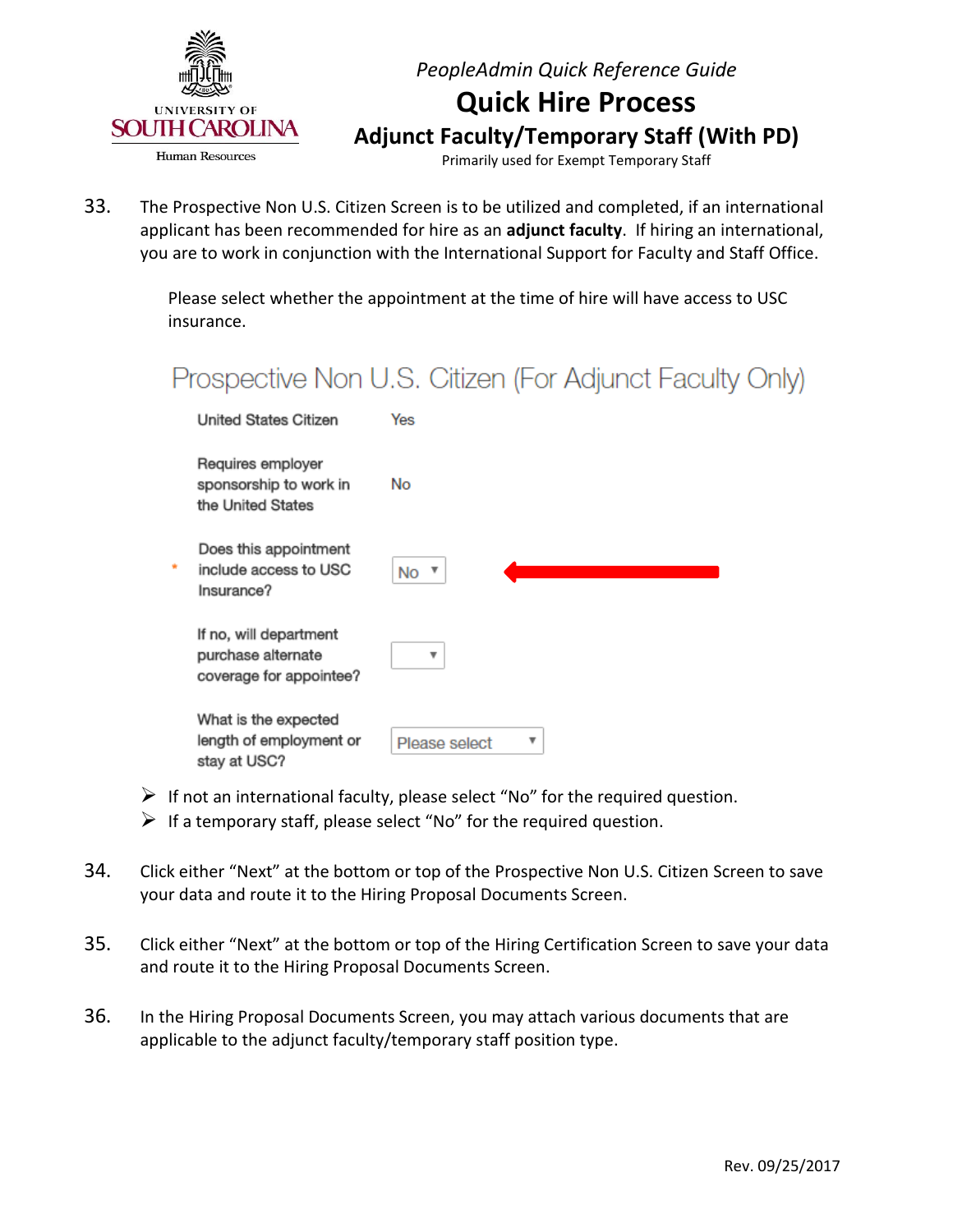33. The Prospective Non U.S. Citizen Screen is to be utilized and completed, if an international applicant has been recommended for hire as an **adjunct faculty**. If hiring an international, you are to work in conjunction with the International Support for Faculty and Staff Office.

    Please select whether the appointment at the time of hire will have access to USC insurance.

    ## Prospective Non U.S. Citizen (For Adjunct Faculty Only)

    | | |
    |---|---|
    | United States Citizen | Yes |
    | Requires employer sponsorship to work in the United States | No |
    | * Does this appointment include access to USC Insurance? | No |
    | If no, will department purchase alternate coverage for appointee? | |
    | What is the expected length of employment or stay at USC? | Please select |

    - If not an international faculty, please select "No" for the required question.
    - If a temporary staff, please select "No" for the required question.

34. Click either "Next" at the bottom or top of the Prospective Non U.S. Citizen Screen to save your data and route it to the Hiring Proposal Documents Screen.

35. Click either "Next" at the bottom or top of the Hiring Certification Screen to save your data and route it to the Hiring Proposal Documents Screen.

36. In the Hiring Proposal Documents Screen, you may attach various documents that are applicable to the adjunct faculty/temporary staff position type.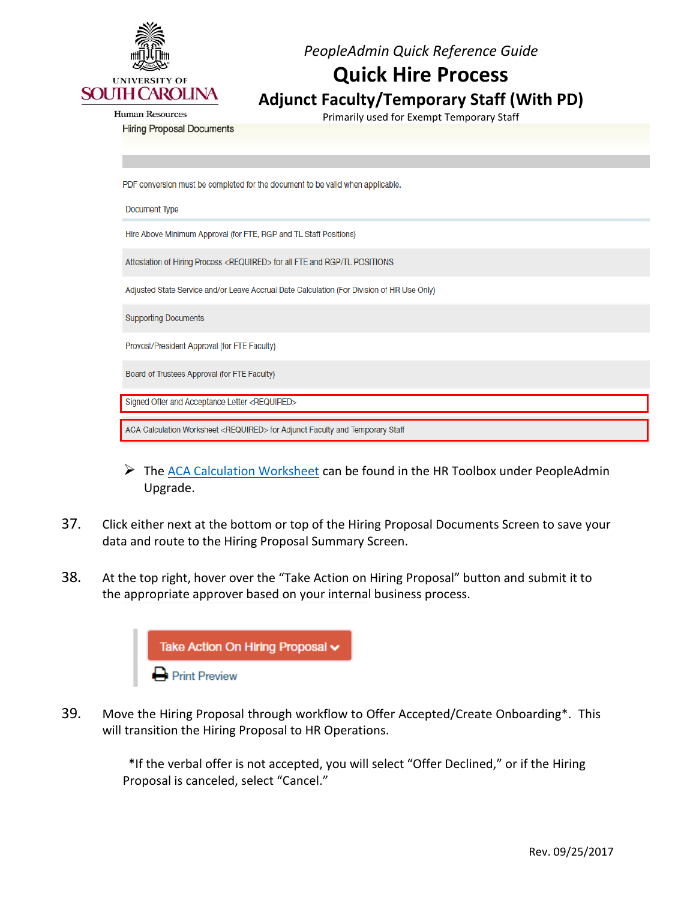*PeopleAdmin Quick Reference Guide*

# Quick Hire Process

## Adjunct Faculty/Temporary Staff (With PD)

Primarily used for Exempt Temporary Staff

Hiring Proposal Documents

PDF conversion must be completed for the document to be valid when applicable.

| Document Type |
|---|
| Hire Above Minimum Approval (for FTE, RGP and TL Staff Positions) |
| Attestation of Hiring Process <REQUIRED> for all FTE and RGP/TL POSITIONS |
| Adjusted State Service and/or Leave Accrual Date Calculation (For Division of HR Use Only) |
| Supporting Documents |
| Provost/President Approval (for FTE Faculty) |
| Board of Trustees Approval (for FTE Faculty) |
| Signed Offer and Acceptance Letter <REQUIRED> |
| ACA Calculation Worksheet <REQUIRED> for Adjunct Faculty and Temporary Staff |

- The ACA Calculation Worksheet can be found in the HR Toolbox under PeopleAdmin Upgrade.

37. Click either next at the bottom or top of the Hiring Proposal Documents Screen to save your data and route to the Hiring Proposal Summary Screen.

38. At the top right, hover over the "Take Action on Hiring Proposal" button and submit it to the appropriate approver based on your internal business process.

Take Action On Hiring Proposal

Print Preview

39. Move the Hiring Proposal through workflow to Offer Accepted/Create Onboarding*. This will transition the Hiring Proposal to HR Operations.

*If the verbal offer is not accepted, you will select "Offer Declined," or if the Hiring Proposal is canceled, select "Cancel."

Rev. 09/25/2017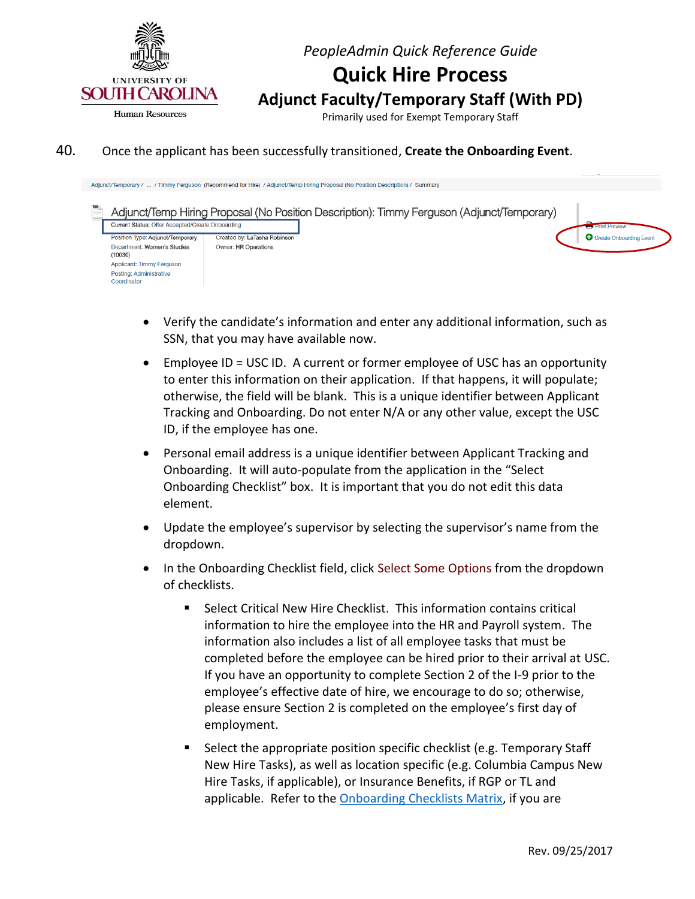40. Once the applicant has been successfully transitioned, **Create the Onboarding Event**.

Adjunct/Temporary / ... / Timmy Ferguson (Recommend for Hire) / Adjunct/Temp Hiring Proposal (No Position Description) / Summary

Adjunct/Temp Hiring Proposal (No Position Description): Timmy Ferguson (Adjunct/Temporary)

Current Status: Offer Accepted/Create Onboarding

Position Type: Adjunct/Temporary
Department: Women's Studies (10030)
Applicant: Timmy Ferguson
Posting: Administrative Coordinator

Created by: LaTasha Robinson
Owner: HR Operations

Print Preview
Create Onboarding Event

- Verify the candidate's information and enter any additional information, such as SSN, that you may have available now.
- Employee ID = USC ID. A current or former employee of USC has an opportunity to enter this information on their application. If that happens, it will populate; otherwise, the field will be blank. This is a unique identifier between Applicant Tracking and Onboarding. Do not enter N/A or any other value, except the USC ID, if the employee has one.
- Personal email address is a unique identifier between Applicant Tracking and Onboarding. It will auto-populate from the application in the "Select Onboarding Checklist" box. It is important that you do not edit this data element.
- Update the employee's supervisor by selecting the supervisor's name from the dropdown.
- In the Onboarding Checklist field, click Select Some Options from the dropdown of checklists.
  - Select Critical New Hire Checklist. This information contains critical information to hire the employee into the HR and Payroll system. The information also includes a list of all employee tasks that must be completed before the employee can be hired prior to their arrival at USC. If you have an opportunity to complete Section 2 of the I-9 prior to the employee's effective date of hire, we encourage to do so; otherwise, please ensure Section 2 is completed on the employee's first day of employment.
  - Select the appropriate position specific checklist (e.g. Temporary Staff New Hire Tasks), as well as location specific (e.g. Columbia Campus New Hire Tasks, if applicable), or Insurance Benefits, if RGP or TL and applicable. Refer to the Onboarding Checklists Matrix, if you are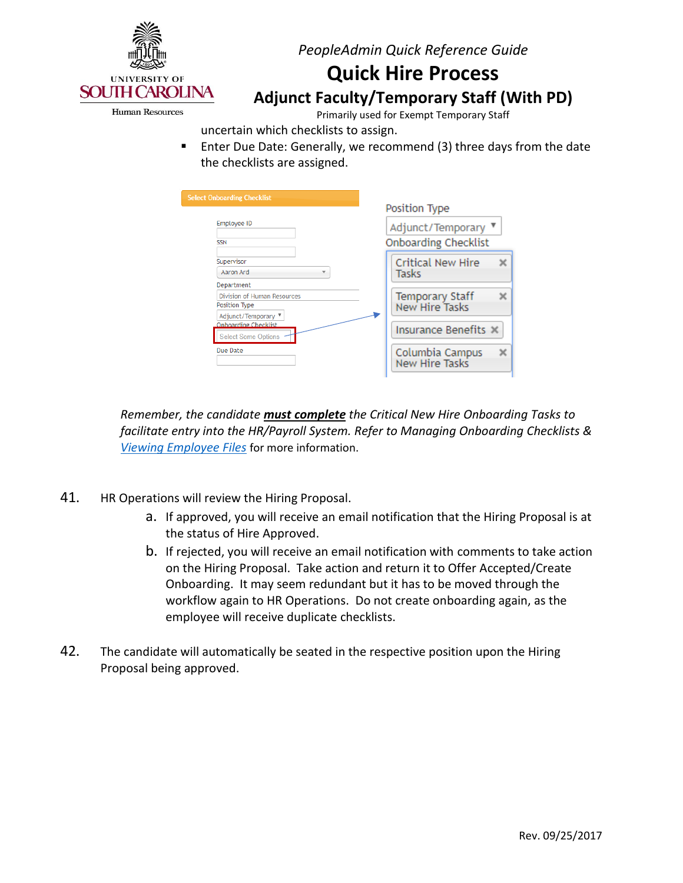uncertain which checklists to assign.

- Enter Due Date: Generally, we recommend (3) three days from the date the checklists are assigned.

*Remember, the candidate **must complete** the Critical New Hire Onboarding Tasks to facilitate entry into the HR/Payroll System. Refer to Managing Onboarding Checklists & [Viewing Employee Files](#)* for more information.

41. HR Operations will review the Hiring Proposal.
    a. If approved, you will receive an email notification that the Hiring Proposal is at the status of Hire Approved.
    b. If rejected, you will receive an email notification with comments to take action on the Hiring Proposal. Take action and return it to Offer Accepted/Create Onboarding. It may seem redundant but it has to be moved through the workflow again to HR Operations. Do not create onboarding again, as the employee will receive duplicate checklists.

42. The candidate will automatically be seated in the respective position upon the Hiring Proposal being approved.